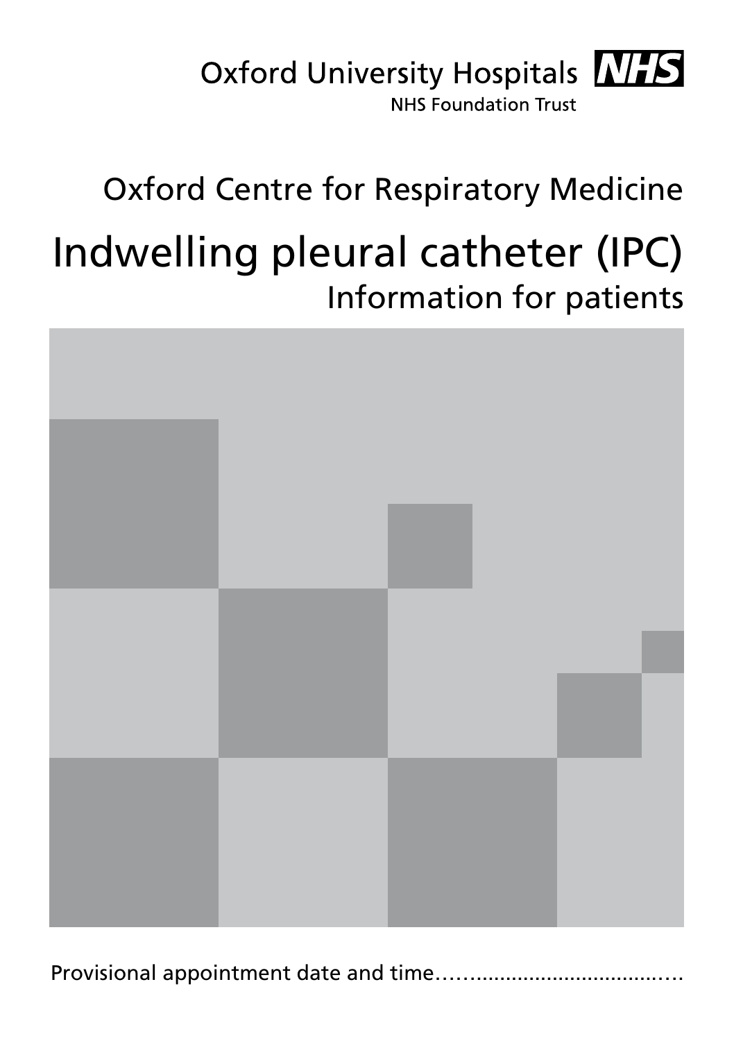Oxford University Hospitals NHS
NHS Foundation Trust

Oxford Centre for Respiratory Medicine

# Indwelling pleural catheter (IPC)

## Information for patients

Provisional appointment date and time……...................................…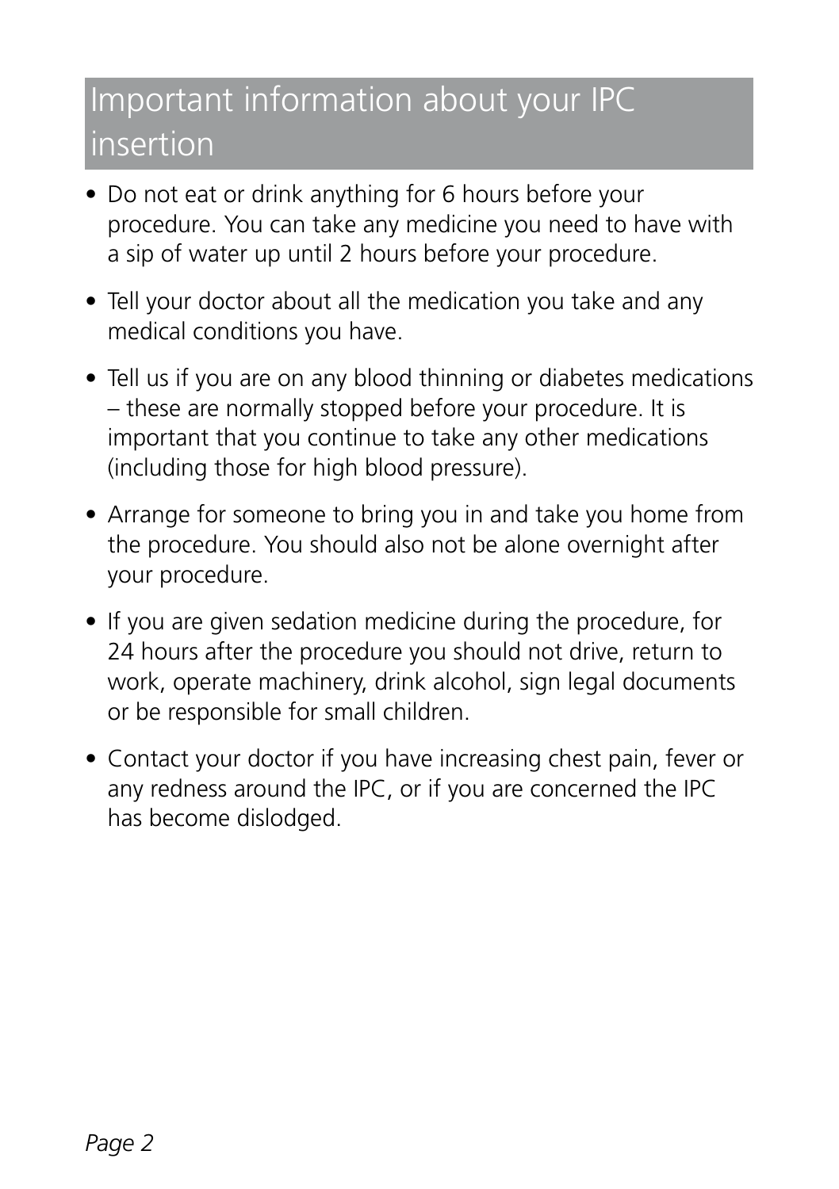## Important information about your IPC insertion

- Do not eat or drink anything for 6 hours before your procedure. You can take any medicine you need to have with a sip of water up until 2 hours before your procedure.
- Tell your doctor about all the medication you take and any medical conditions you have.
- Tell us if you are on any blood thinning or diabetes medications – these are normally stopped before your procedure. It is important that you continue to take any other medications (including those for high blood pressure).
- Arrange for someone to bring you in and take you home from the procedure. You should also not be alone overnight after your procedure.
- If you are given sedation medicine during the procedure, for 24 hours after the procedure you should not drive, return to work, operate machinery, drink alcohol, sign legal documents or be responsible for small children.
- Contact your doctor if you have increasing chest pain, fever or any redness around the IPC, or if you are concerned the IPC has become dislodged.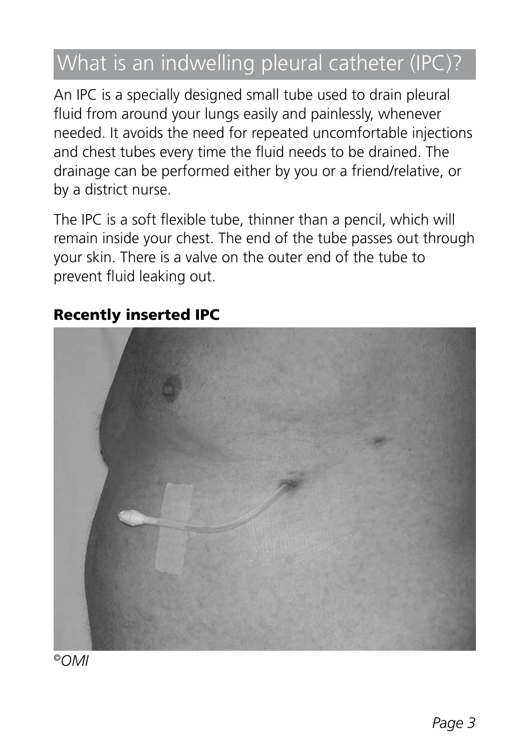## What is an indwelling pleural catheter (IPC)?

An IPC is a specially designed small tube used to drain pleural fluid from around your lungs easily and painlessly, whenever needed. It avoids the need for repeated uncomfortable injections and chest tubes every time the fluid needs to be drained. The drainage can be performed either by you or a friend/relative, or by a district nurse.

The IPC is a soft flexible tube, thinner than a pencil, which will remain inside your chest. The end of the tube passes out through your skin. There is a valve on the outer end of the tube to prevent fluid leaking out.

**Recently inserted IPC**

*©OMI*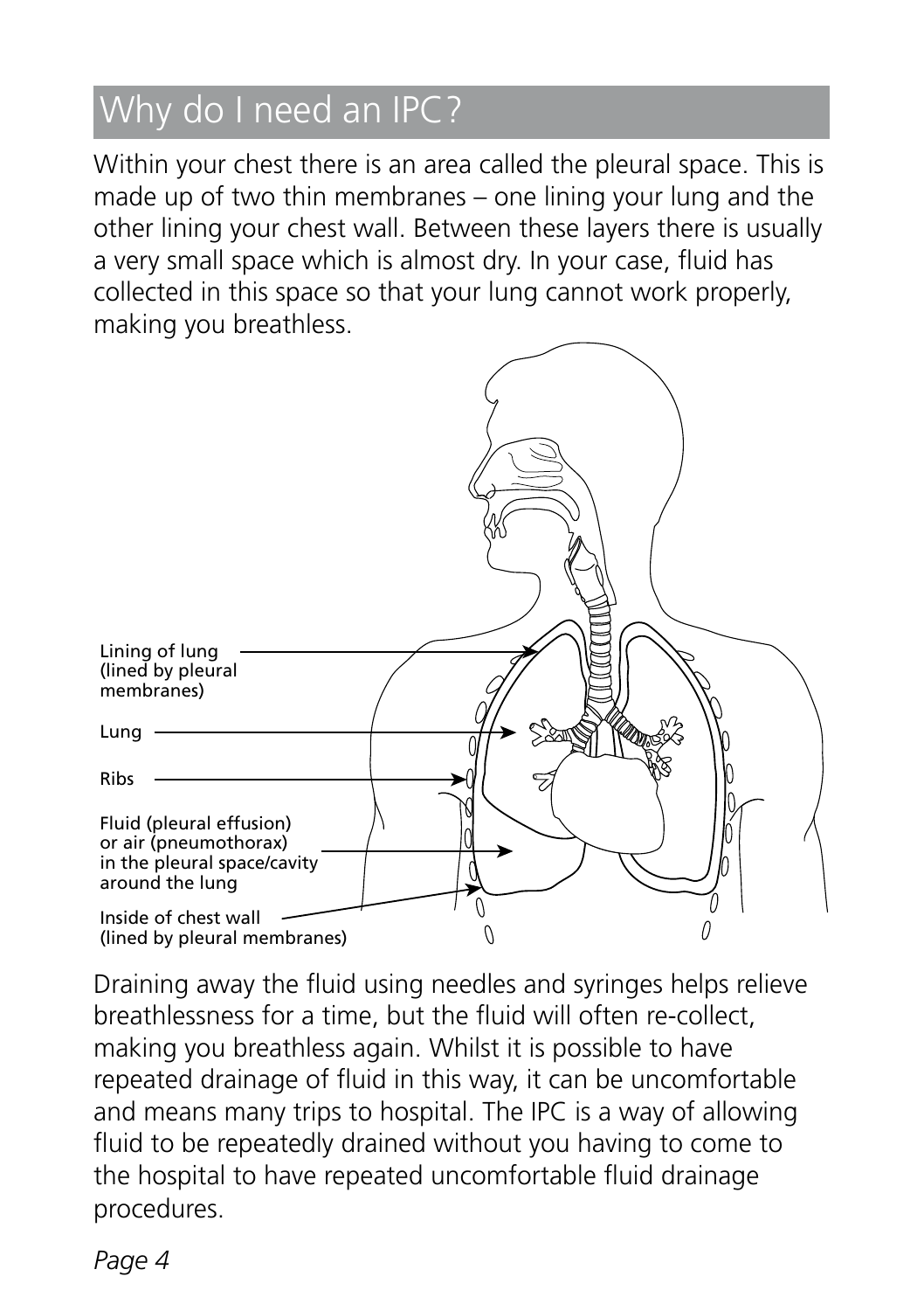## Why do I need an IPC?

Within your chest there is an area called the pleural space. This is made up of two thin membranes – one lining your lung and the other lining your chest wall. Between these layers there is usually a very small space which is almost dry. In your case, fluid has collected in this space so that your lung cannot work properly, making you breathless.

Lining of lung (lined by pleural membranes)

Lung

Ribs

Fluid (pleural effusion) or air (pneumothorax) in the pleural space/cavity around the lung

Inside of chest wall (lined by pleural membranes)

Draining away the fluid using needles and syringes helps relieve breathlessness for a time, but the fluid will often re-collect, making you breathless again. Whilst it is possible to have repeated drainage of fluid in this way, it can be uncomfortable and means many trips to hospital. The IPC is a way of allowing fluid to be repeatedly drained without you having to come to the hospital to have repeated uncomfortable fluid drainage procedures.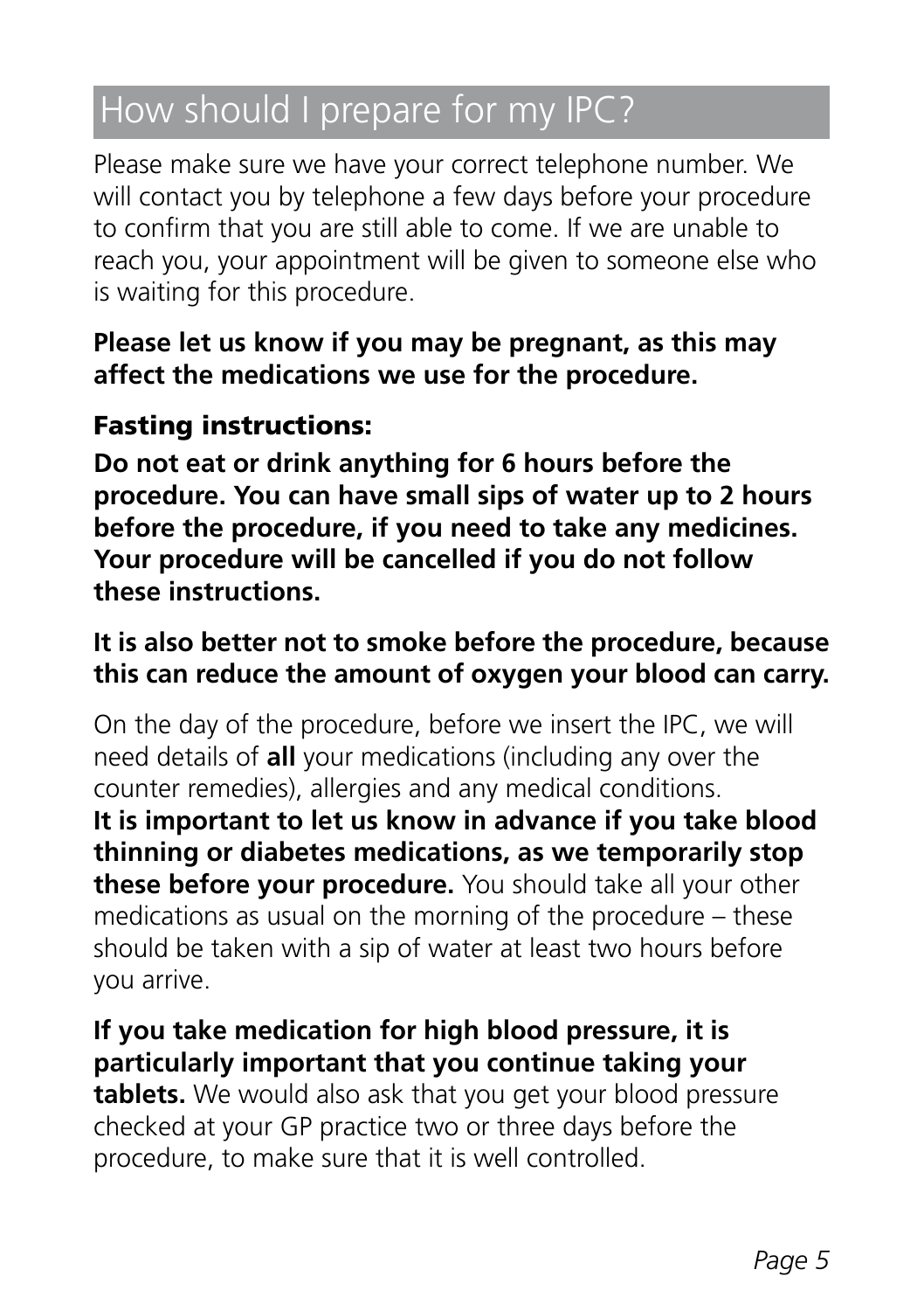## How should I prepare for my IPC?

Please make sure we have your correct telephone number. We will contact you by telephone a few days before your procedure to confirm that you are still able to come. If we are unable to reach you, your appointment will be given to someone else who is waiting for this procedure.

**Please let us know if you may be pregnant, as this may affect the medications we use for the procedure.**

### Fasting instructions:

**Do not eat or drink anything for 6 hours before the procedure. You can have small sips of water up to 2 hours before the procedure, if you need to take any medicines. Your procedure will be cancelled if you do not follow these instructions.**

**It is also better not to smoke before the procedure, because this can reduce the amount of oxygen your blood can carry.**

On the day of the procedure, before we insert the IPC, we will need details of **all** your medications (including any over the counter remedies), allergies and any medical conditions. **It is important to let us know in advance if you take blood thinning or diabetes medications, as we temporarily stop these before your procedure.** You should take all your other medications as usual on the morning of the procedure – these should be taken with a sip of water at least two hours before you arrive.

**If you take medication for high blood pressure, it is particularly important that you continue taking your tablets.** We would also ask that you get your blood pressure checked at your GP practice two or three days before the procedure, to make sure that it is well controlled.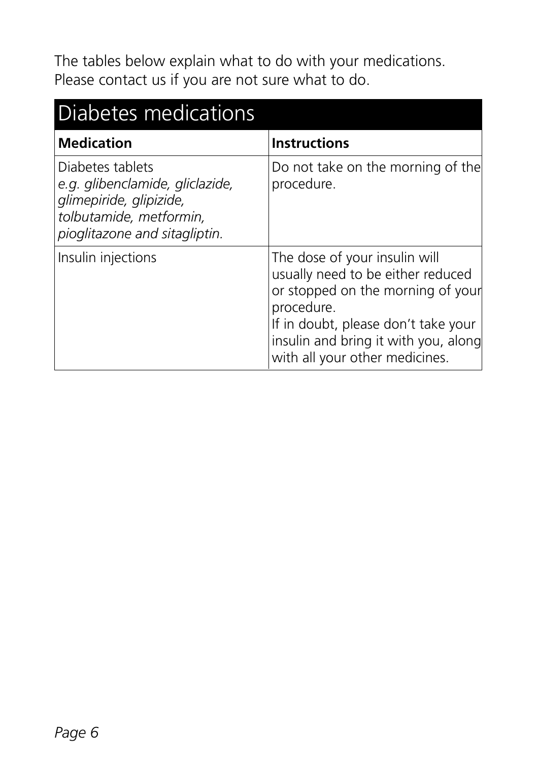The tables below explain what to do with your medications. Please contact us if you are not sure what to do.

## Diabetes medications

| **Medication** | **Instructions** |
| --- | --- |
| Diabetes tablets *e.g. glibenclamide, gliclazide, glimepiride, glipizide, tolbutamide, metformin, pioglitazone and sitagliptin.* | Do not take on the morning of the procedure. |
| Insulin injections | The dose of your insulin will usually need to be either reduced or stopped on the morning of your procedure. If in doubt, please don't take your insulin and bring it with you, along with all your other medicines. |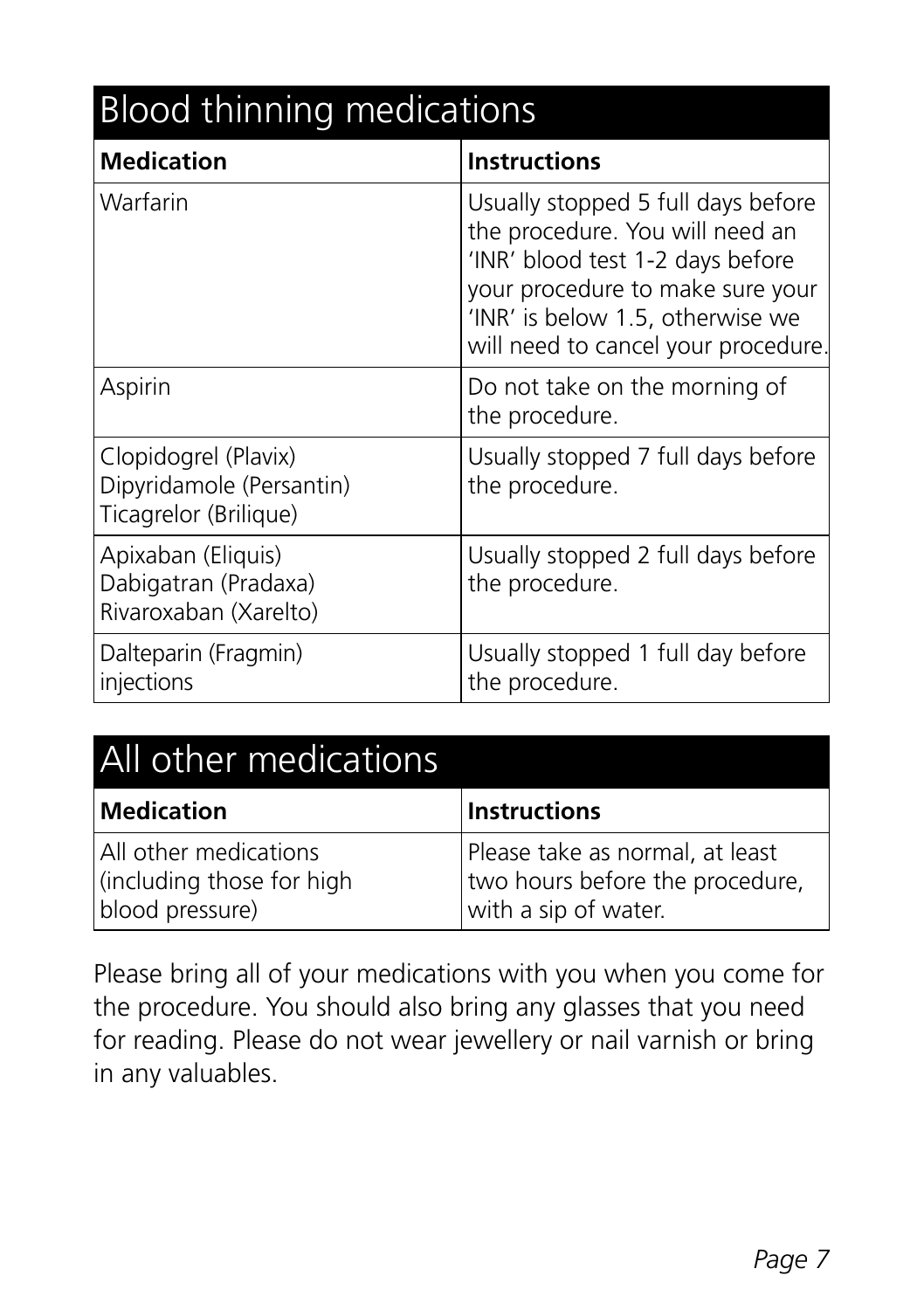## Blood thinning medications

| Medication | Instructions |
| --- | --- |
| Warfarin | Usually stopped 5 full days before the procedure. You will need an 'INR' blood test 1-2 days before your procedure to make sure your 'INR' is below 1.5, otherwise we will need to cancel your procedure. |
| Aspirin | Do not take on the morning of the procedure. |
| Clopidogrel (Plavix)<br>Dipyridamole (Persantin)<br>Ticagrelor (Brilique) | Usually stopped 7 full days before the procedure. |
| Apixaban (Eliquis)<br>Dabigatran (Pradaxa)<br>Rivaroxaban (Xarelto) | Usually stopped 2 full days before the procedure. |
| Dalteparin (Fragmin) injections | Usually stopped 1 full day before the procedure. |

## All other medications

| Medication | Instructions |
| --- | --- |
| All other medications (including those for high blood pressure) | Please take as normal, at least two hours before the procedure, with a sip of water. |

Please bring all of your medications with you when you come for the procedure. You should also bring any glasses that you need for reading. Please do not wear jewellery or nail varnish or bring in any valuables.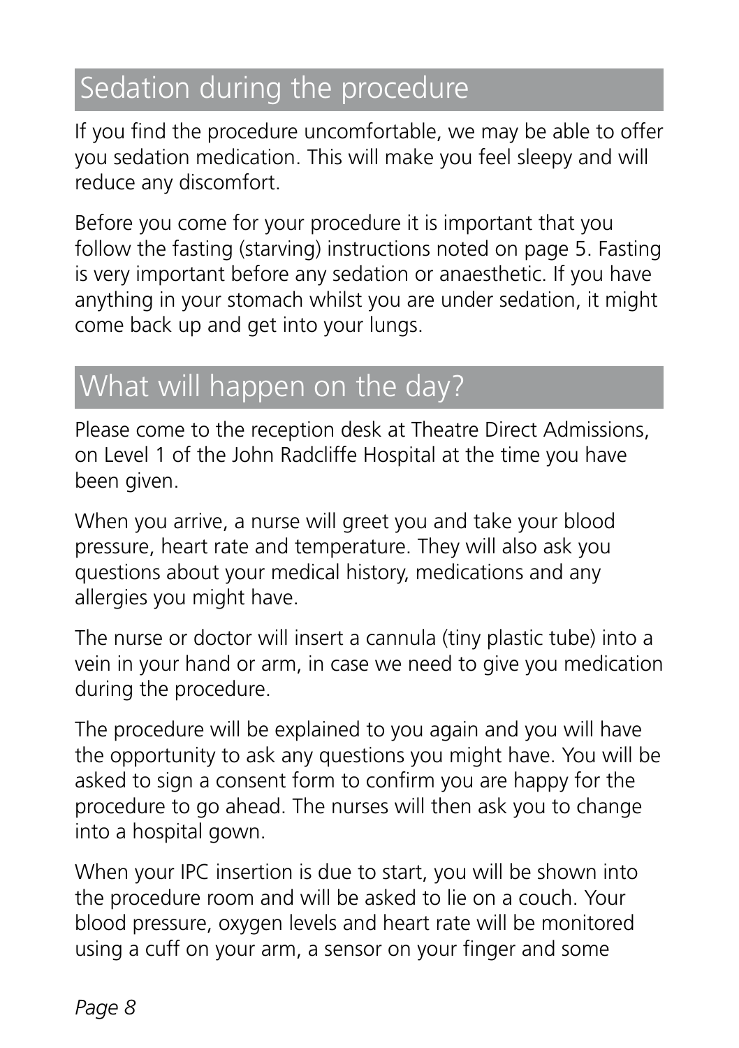## Sedation during the procedure

If you find the procedure uncomfortable, we may be able to offer you sedation medication. This will make you feel sleepy and will reduce any discomfort.

Before you come for your procedure it is important that you follow the fasting (starving) instructions noted on page 5. Fasting is very important before any sedation or anaesthetic. If you have anything in your stomach whilst you are under sedation, it might come back up and get into your lungs.

## What will happen on the day?

Please come to the reception desk at Theatre Direct Admissions, on Level 1 of the John Radcliffe Hospital at the time you have been given.

When you arrive, a nurse will greet you and take your blood pressure, heart rate and temperature. They will also ask you questions about your medical history, medications and any allergies you might have.

The nurse or doctor will insert a cannula (tiny plastic tube) into a vein in your hand or arm, in case we need to give you medication during the procedure.

The procedure will be explained to you again and you will have the opportunity to ask any questions you might have. You will be asked to sign a consent form to confirm you are happy for the procedure to go ahead. The nurses will then ask you to change into a hospital gown.

When your IPC insertion is due to start, you will be shown into the procedure room and will be asked to lie on a couch. Your blood pressure, oxygen levels and heart rate will be monitored using a cuff on your arm, a sensor on your finger and some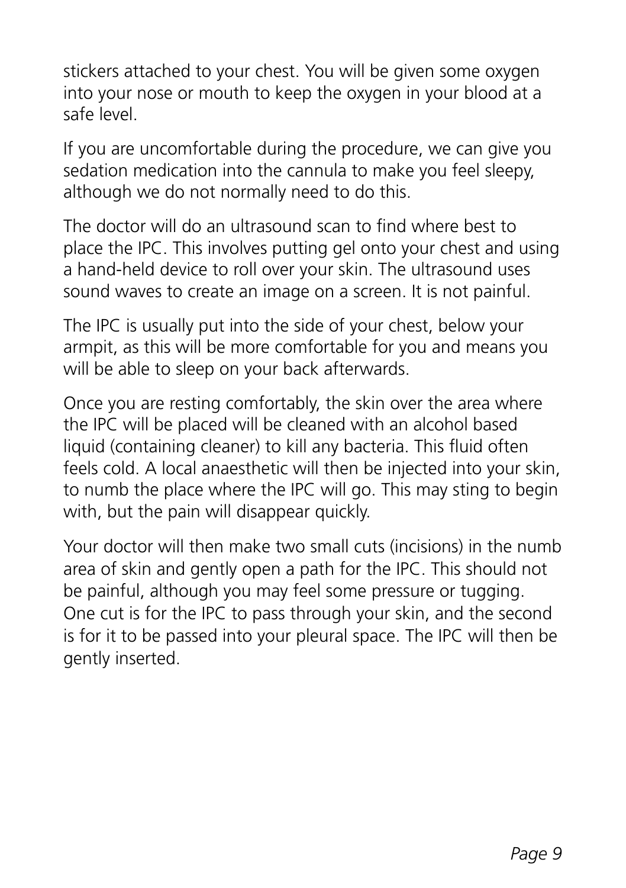stickers attached to your chest. You will be given some oxygen into your nose or mouth to keep the oxygen in your blood at a safe level.

If you are uncomfortable during the procedure, we can give you sedation medication into the cannula to make you feel sleepy, although we do not normally need to do this.

The doctor will do an ultrasound scan to find where best to place the IPC. This involves putting gel onto your chest and using a hand-held device to roll over your skin. The ultrasound uses sound waves to create an image on a screen. It is not painful.

The IPC is usually put into the side of your chest, below your armpit, as this will be more comfortable for you and means you will be able to sleep on your back afterwards.

Once you are resting comfortably, the skin over the area where the IPC will be placed will be cleaned with an alcohol based liquid (containing cleaner) to kill any bacteria. This fluid often feels cold. A local anaesthetic will then be injected into your skin, to numb the place where the IPC will go. This may sting to begin with, but the pain will disappear quickly.

Your doctor will then make two small cuts (incisions) in the numb area of skin and gently open a path for the IPC. This should not be painful, although you may feel some pressure or tugging. One cut is for the IPC to pass through your skin, and the second is for it to be passed into your pleural space. The IPC will then be gently inserted.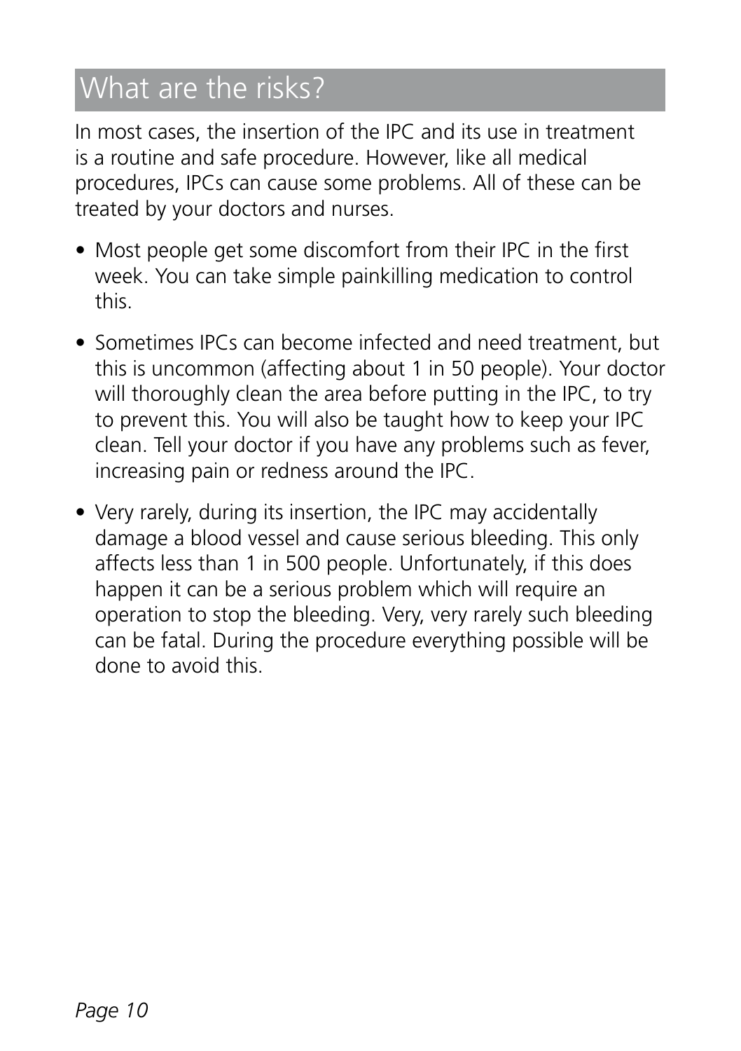## What are the risks?

In most cases, the insertion of the IPC and its use in treatment is a routine and safe procedure. However, like all medical procedures, IPCs can cause some problems. All of these can be treated by your doctors and nurses.

- Most people get some discomfort from their IPC in the first week. You can take simple painkilling medication to control this.
- Sometimes IPCs can become infected and need treatment, but this is uncommon (affecting about 1 in 50 people). Your doctor will thoroughly clean the area before putting in the IPC, to try to prevent this. You will also be taught how to keep your IPC clean. Tell your doctor if you have any problems such as fever, increasing pain or redness around the IPC.
- Very rarely, during its insertion, the IPC may accidentally damage a blood vessel and cause serious bleeding. This only affects less than 1 in 500 people. Unfortunately, if this does happen it can be a serious problem which will require an operation to stop the bleeding. Very, very rarely such bleeding can be fatal. During the procedure everything possible will be done to avoid this.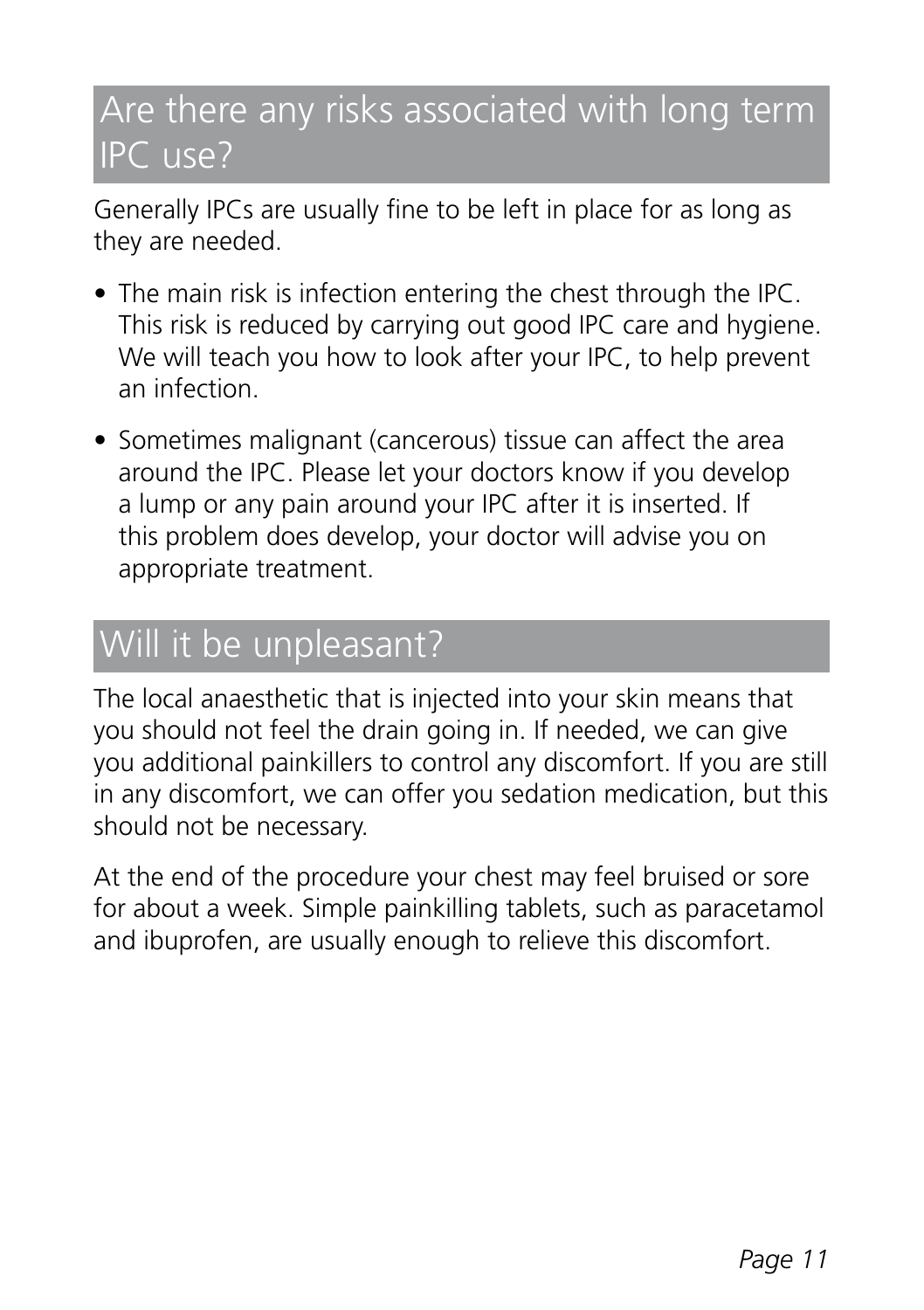## Are there any risks associated with long term IPC use?

Generally IPCs are usually fine to be left in place for as long as they are needed.

- The main risk is infection entering the chest through the IPC. This risk is reduced by carrying out good IPC care and hygiene. We will teach you how to look after your IPC, to help prevent an infection.
- Sometimes malignant (cancerous) tissue can affect the area around the IPC. Please let your doctors know if you develop a lump or any pain around your IPC after it is inserted. If this problem does develop, your doctor will advise you on appropriate treatment.

## Will it be unpleasant?

The local anaesthetic that is injected into your skin means that you should not feel the drain going in. If needed, we can give you additional painkillers to control any discomfort. If you are still in any discomfort, we can offer you sedation medication, but this should not be necessary.

At the end of the procedure your chest may feel bruised or sore for about a week. Simple painkilling tablets, such as paracetamol and ibuprofen, are usually enough to relieve this discomfort.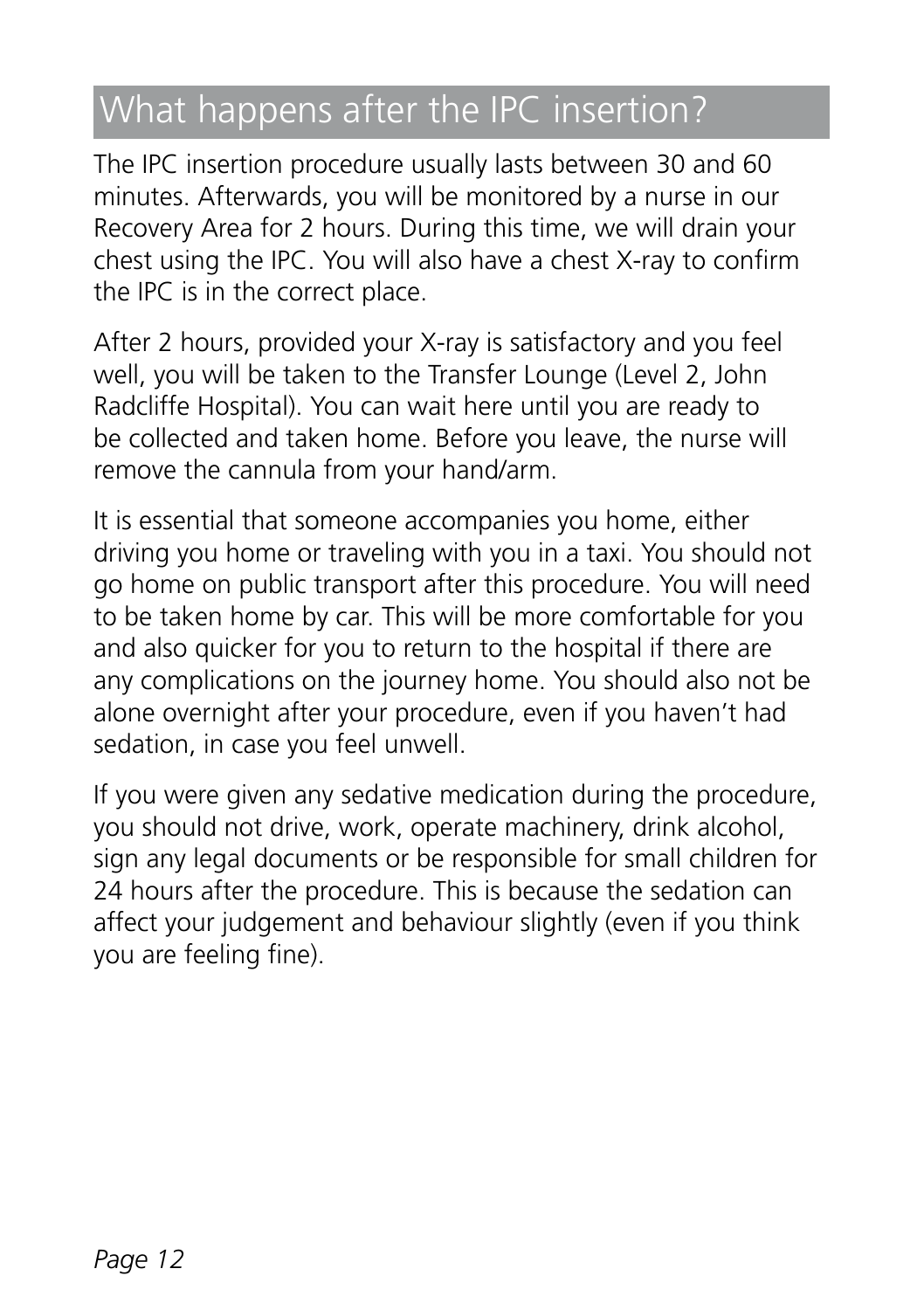## What happens after the IPC insertion?

The IPC insertion procedure usually lasts between 30 and 60 minutes. Afterwards, you will be monitored by a nurse in our Recovery Area for 2 hours. During this time, we will drain your chest using the IPC. You will also have a chest X-ray to confirm the IPC is in the correct place.

After 2 hours, provided your X-ray is satisfactory and you feel well, you will be taken to the Transfer Lounge (Level 2, John Radcliffe Hospital). You can wait here until you are ready to be collected and taken home. Before you leave, the nurse will remove the cannula from your hand/arm.

It is essential that someone accompanies you home, either driving you home or traveling with you in a taxi. You should not go home on public transport after this procedure. You will need to be taken home by car. This will be more comfortable for you and also quicker for you to return to the hospital if there are any complications on the journey home. You should also not be alone overnight after your procedure, even if you haven't had sedation, in case you feel unwell.

If you were given any sedative medication during the procedure, you should not drive, work, operate machinery, drink alcohol, sign any legal documents or be responsible for small children for 24 hours after the procedure. This is because the sedation can affect your judgement and behaviour slightly (even if you think you are feeling fine).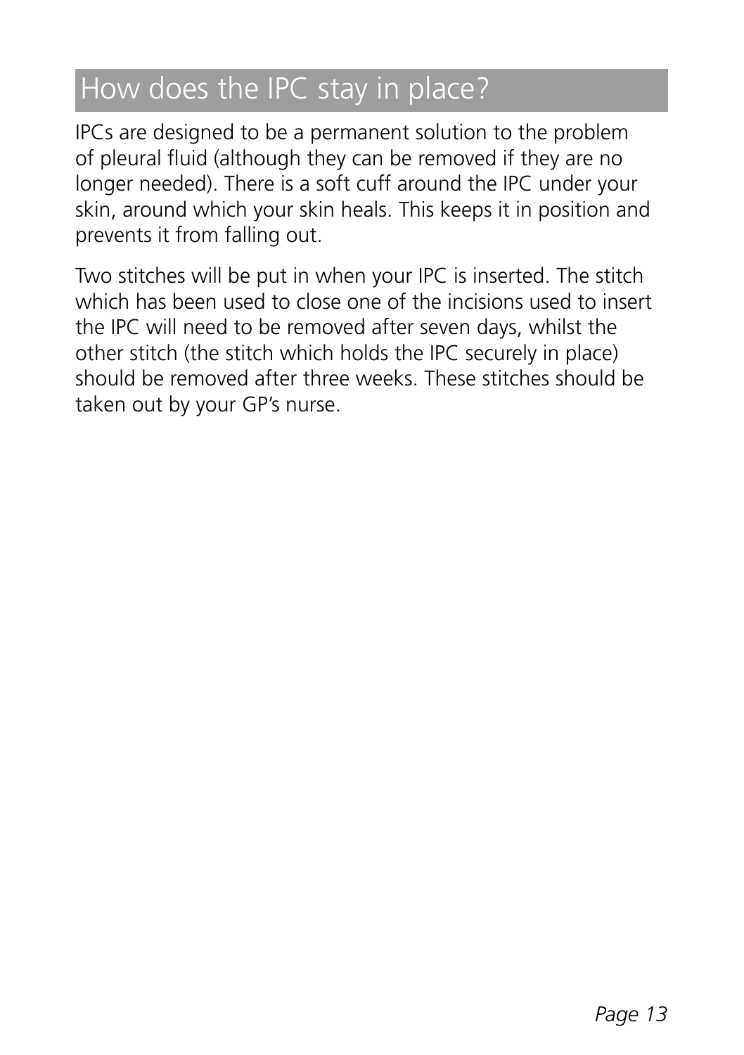## How does the IPC stay in place?

IPCs are designed to be a permanent solution to the problem of pleural fluid (although they can be removed if they are no longer needed). There is a soft cuff around the IPC under your skin, around which your skin heals. This keeps it in position and prevents it from falling out.

Two stitches will be put in when your IPC is inserted. The stitch which has been used to close one of the incisions used to insert the IPC will need to be removed after seven days, whilst the other stitch (the stitch which holds the IPC securely in place) should be removed after three weeks. These stitches should be taken out by your GP's nurse.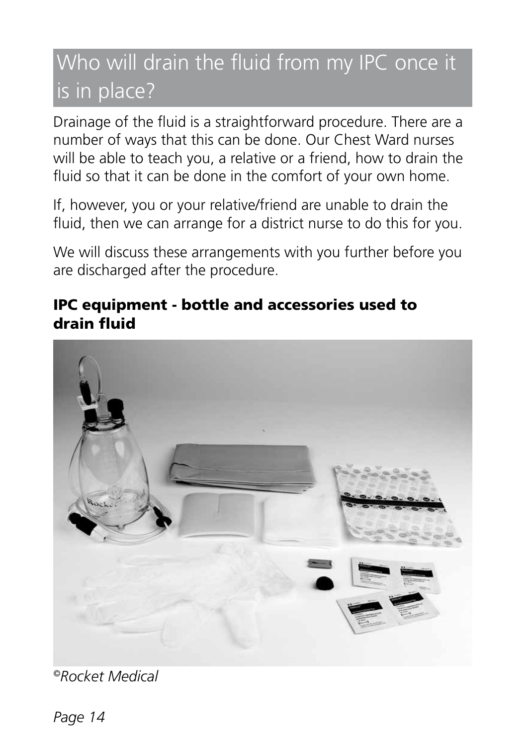## Who will drain the fluid from my IPC once it is in place?

Drainage of the fluid is a straightforward procedure. There are a number of ways that this can be done. Our Chest Ward nurses will be able to teach you, a relative or a friend, how to drain the fluid so that it can be done in the comfort of your own home.

If, however, you or your relative/friend are unable to drain the fluid, then we can arrange for a district nurse to do this for you.

We will discuss these arrangements with you further before you are discharged after the procedure.

**IPC equipment - bottle and accessories used to drain fluid**

*©Rocket Medical*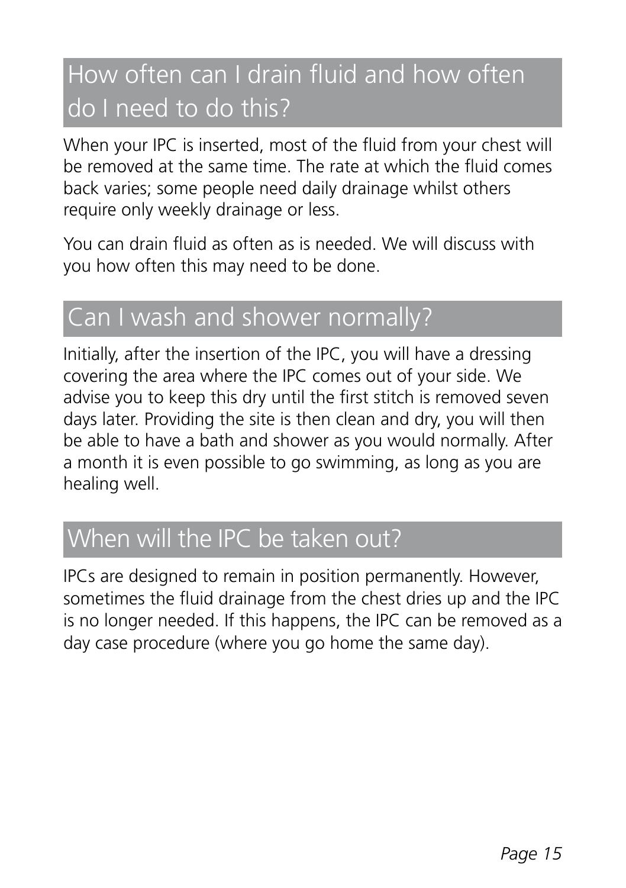## How often can I drain fluid and how often do I need to do this?

When your IPC is inserted, most of the fluid from your chest will be removed at the same time. The rate at which the fluid comes back varies; some people need daily drainage whilst others require only weekly drainage or less.

You can drain fluid as often as is needed. We will discuss with you how often this may need to be done.

## Can I wash and shower normally?

Initially, after the insertion of the IPC, you will have a dressing covering the area where the IPC comes out of your side. We advise you to keep this dry until the first stitch is removed seven days later. Providing the site is then clean and dry, you will then be able to have a bath and shower as you would normally. After a month it is even possible to go swimming, as long as you are healing well.

## When will the IPC be taken out?

IPCs are designed to remain in position permanently. However, sometimes the fluid drainage from the chest dries up and the IPC is no longer needed. If this happens, the IPC can be removed as a day case procedure (where you go home the same day).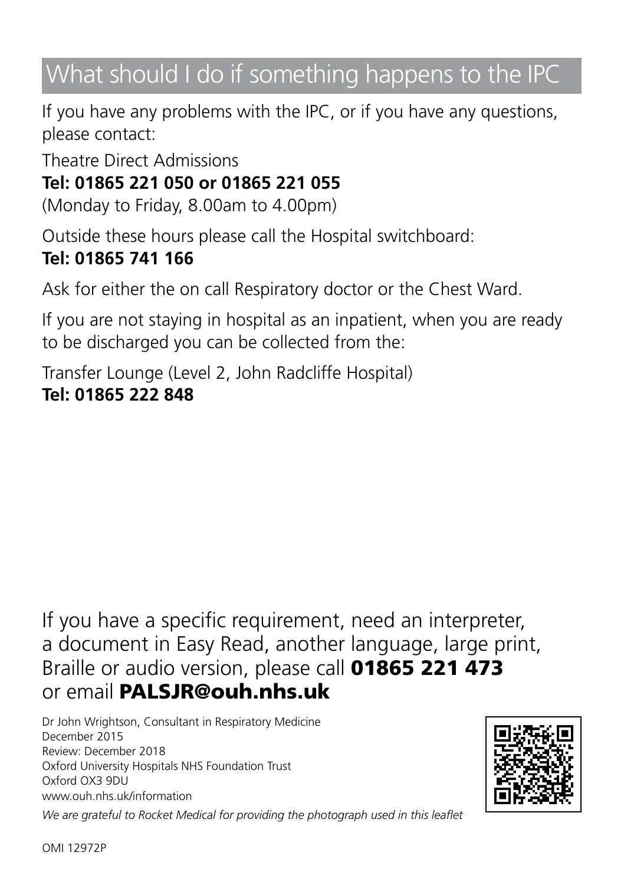## What should I do if something happens to the IPC

If you have any problems with the IPC, or if you have any questions, please contact:

Theatre Direct Admissions
**Tel: 01865 221 050 or 01865 221 055**
(Monday to Friday, 8.00am to 4.00pm)

Outside these hours please call the Hospital switchboard:
**Tel: 01865 741 166**

Ask for either the on call Respiratory doctor or the Chest Ward.

If you are not staying in hospital as an inpatient, when you are ready to be discharged you can be collected from the:

Transfer Lounge (Level 2, John Radcliffe Hospital)
**Tel: 01865 222 848**

If you have a specific requirement, need an interpreter, a document in Easy Read, another language, large print, Braille or audio version, please call **01865 221 473** or email **PALSJR@ouh.nhs.uk**

Dr John Wrightson, Consultant in Respiratory Medicine
December 2015
Review: December 2018
Oxford University Hospitals NHS Foundation Trust
Oxford OX3 9DU
www.ouh.nhs.uk/information

*We are grateful to Rocket Medical for providing the photograph used in this leaflet*

OMI 12972P